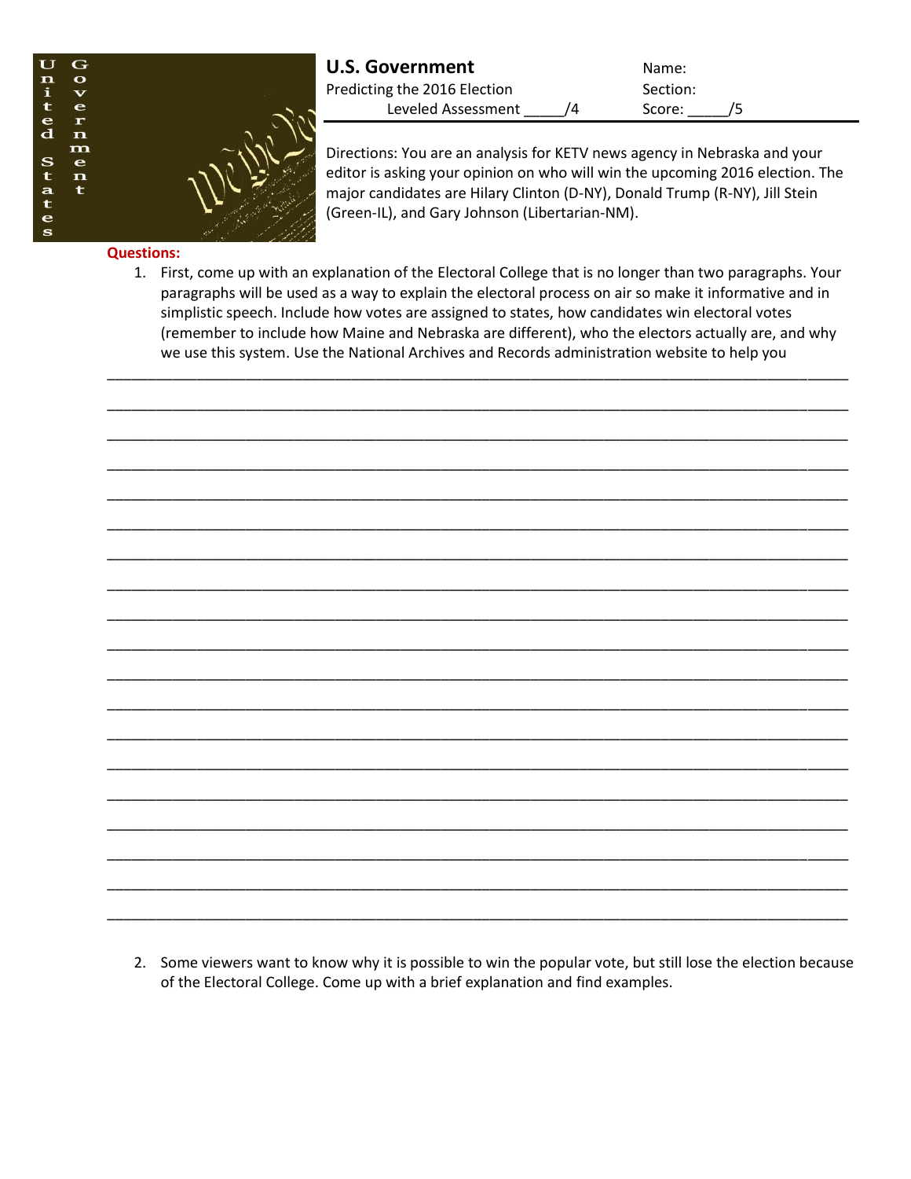# U.S. Government

Predicting the 2016 Election

Leveled Assessment _____/4

Name:

Section:

Score: _____/5

Directions: You are an analysis for KETV news agency in Nebraska and your editor is asking your opinion on who will win the upcoming 2016 election. The major candidates are Hilary Clinton (D-NY), Donald Trump (R-NY), Jill Stein (Green-IL), and Gary Johnson (Libertarian-NM).

**Questions:**

1. First, come up with an explanation of the Electoral College that is no longer than two paragraphs. Your paragraphs will be used as a way to explain the electoral process on air so make it informative and in simplistic speech. Include how votes are assigned to states, how candidates win electoral votes (remember to include how Maine and Nebraska are different), who the electors actually are, and why we use this system. Use the National Archives and Records administration website to help you

___________________________________________________________________________________________

___________________________________________________________________________________________

___________________________________________________________________________________________

___________________________________________________________________________________________

___________________________________________________________________________________________

___________________________________________________________________________________________

___________________________________________________________________________________________

___________________________________________________________________________________________

___________________________________________________________________________________________

___________________________________________________________________________________________

___________________________________________________________________________________________

___________________________________________________________________________________________

___________________________________________________________________________________________

___________________________________________________________________________________________

___________________________________________________________________________________________

___________________________________________________________________________________________

___________________________________________________________________________________________

___________________________________________________________________________________________

___________________________________________________________________________________________

2. Some viewers want to know why it is possible to win the popular vote, but still lose the election because of the Electoral College. Come up with a brief explanation and find examples.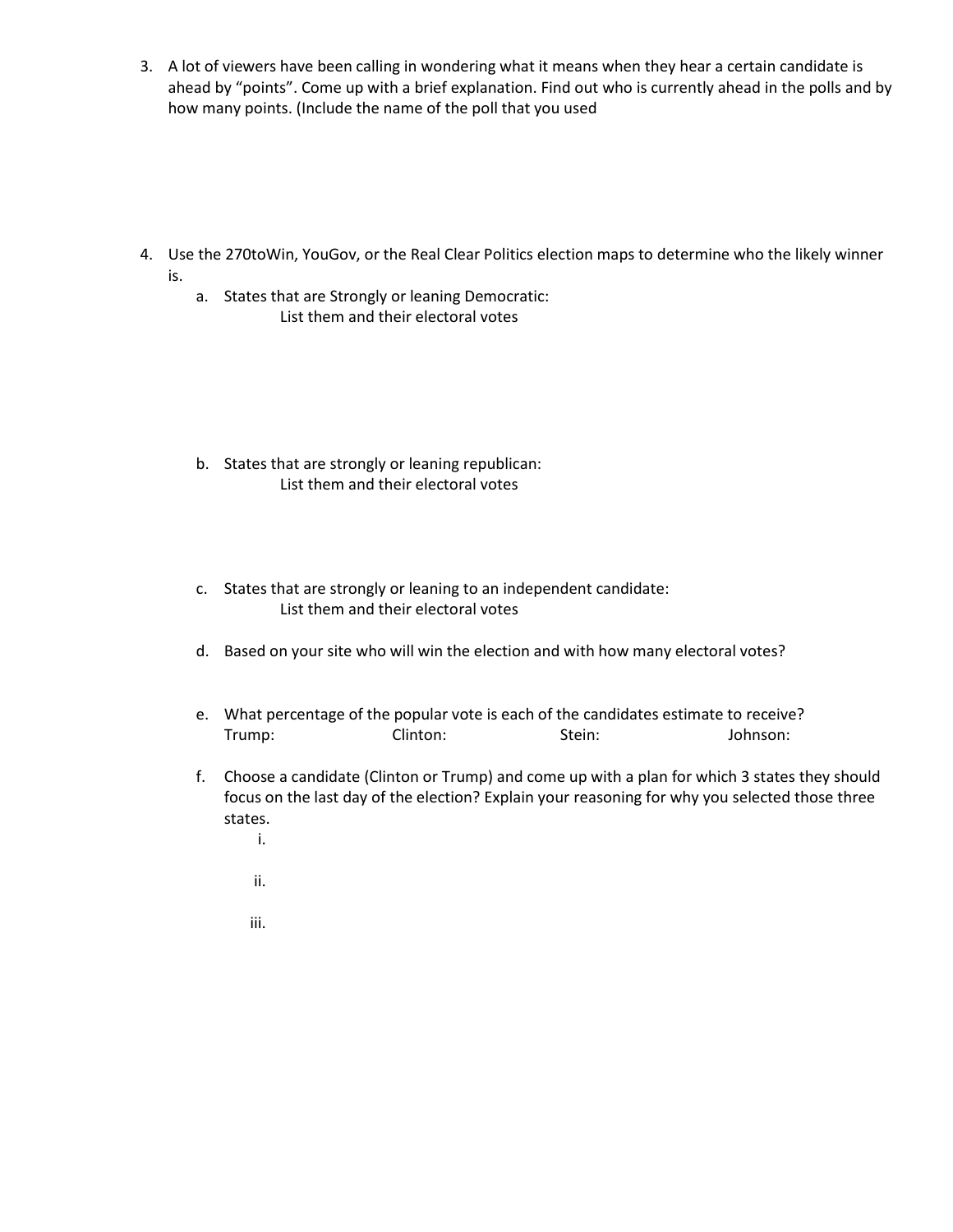3. A lot of viewers have been calling in wondering what it means when they hear a certain candidate is ahead by "points". Come up with a brief explanation. Find out who is currently ahead in the polls and by how many points. (Include the name of the poll that you used

4. Use the 270toWin, YouGov, or the Real Clear Politics election maps to determine who the likely winner is.
   a. States that are Strongly or leaning Democratic:
      List them and their electoral votes

   b. States that are strongly or leaning republican:
      List them and their electoral votes

   c. States that are strongly or leaning to an independent candidate:
      List them and their electoral votes

   d. Based on your site who will win the election and with how many electoral votes?

   e. What percentage of the popular vote is each of the candidates estimate to receive?
      Trump: Clinton: Stein: Johnson:

   f. Choose a candidate (Clinton or Trump) and come up with a plan for which 3 states they should focus on the last day of the election? Explain your reasoning for why you selected those three states.
      i.
      ii.
      iii.